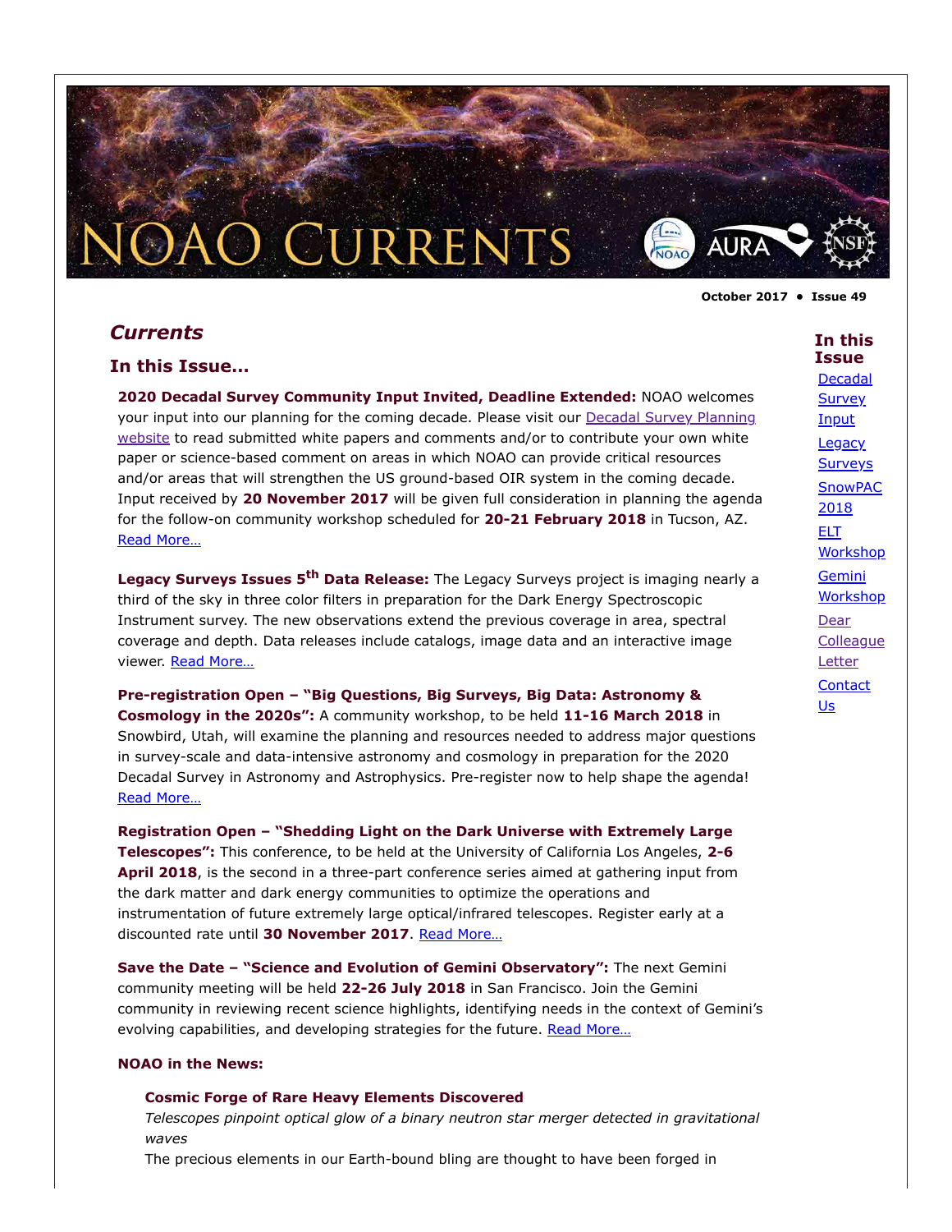# NOAO Currents

October 2017 • Issue 49

## *Currents*

### In this Issue...

**2020 Decadal Survey Community Input Invited, Deadline Extended:** NOAO welcomes your input into our planning for the coming decade. Please visit our Decadal Survey Planning website to read submitted white papers and comments and/or to contribute your own white paper or science-based comment on areas in which NOAO can provide critical resources and/or areas that will strengthen the US ground-based OIR system in the coming decade. Input received by **20 November 2017** will be given full consideration in planning the agenda for the follow-on community workshop scheduled for **20-21 February 2018** in Tucson, AZ. Read More…

**Legacy Surveys Issues 5th Data Release:** The Legacy Surveys project is imaging nearly a third of the sky in three color filters in preparation for the Dark Energy Spectroscopic Instrument survey. The new observations extend the previous coverage in area, spectral coverage and depth. Data releases include catalogs, image data and an interactive image viewer. Read More…

**Pre-registration Open – "Big Questions, Big Surveys, Big Data: Astronomy & Cosmology in the 2020s":** A community workshop, to be held **11-16 March 2018** in Snowbird, Utah, will examine the planning and resources needed to address major questions in survey-scale and data-intensive astronomy and cosmology in preparation for the 2020 Decadal Survey in Astronomy and Astrophysics. Pre-register now to help shape the agenda! Read More…

**Registration Open – "Shedding Light on the Dark Universe with Extremely Large Telescopes":** This conference, to be held at the University of California Los Angeles, **2-6 April 2018**, is the second in a three-part conference series aimed at gathering input from the dark matter and dark energy communities to optimize the operations and instrumentation of future extremely large optical/infrared telescopes. Register early at a discounted rate until **30 November 2017**. Read More…

**Save the Date – "Science and Evolution of Gemini Observatory":** The next Gemini community meeting will be held **22-26 July 2018** in San Francisco. Join the Gemini community in reviewing recent science highlights, identifying needs in the context of Gemini's evolving capabilities, and developing strategies for the future. Read More…

**NOAO in the News:**

**Cosmic Forge of Rare Heavy Elements Discovered**

*Telescopes pinpoint optical glow of a binary neutron star merger detected in gravitational waves*

The precious elements in our Earth-bound bling are thought to have been forged in

**In this Issue**

- Decadal Survey Input
- Legacy Surveys
- SnowPAC 2018
- ELT Workshop
- Gemini Workshop
- Dear Colleague Letter
- Contact Us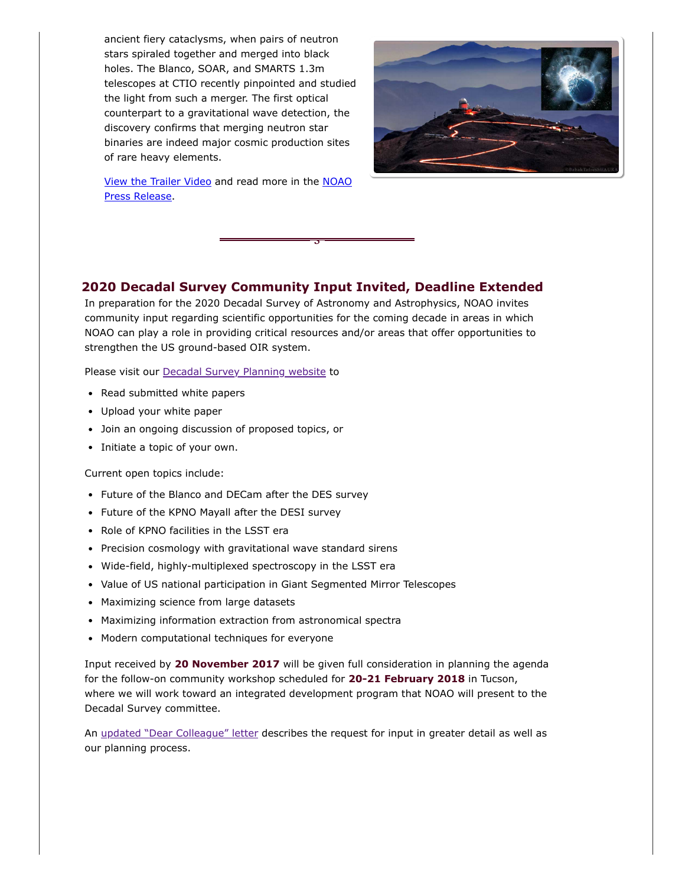ancient fiery cataclysms, when pairs of neutron stars spiraled together and merged into black holes. The Blanco, SOAR, and SMARTS 1.3m telescopes at CTIO recently pinpointed and studied the light from such a merger. The first optical counterpart to a gravitational wave detection, the discovery confirms that merging neutron star binaries are indeed major cosmic production sites of rare heavy elements.

View the Trailer Video and read more in the NOAO Press Release.

## 2020 Decadal Survey Community Input Invited, Deadline Extended

In preparation for the 2020 Decadal Survey of Astronomy and Astrophysics, NOAO invites community input regarding scientific opportunities for the coming decade in areas in which NOAO can play a role in providing critical resources and/or areas that offer opportunities to strengthen the US ground-based OIR system.

Please visit our Decadal Survey Planning website to

- Read submitted white papers
- Upload your white paper
- Join an ongoing discussion of proposed topics, or
- Initiate a topic of your own.

Current open topics include:

- Future of the Blanco and DECam after the DES survey
- Future of the KPNO Mayall after the DESI survey
- Role of KPNO facilities in the LSST era
- Precision cosmology with gravitational wave standard sirens
- Wide-field, highly-multiplexed spectroscopy in the LSST era
- Value of US national participation in Giant Segmented Mirror Telescopes
- Maximizing science from large datasets
- Maximizing information extraction from astronomical spectra
- Modern computational techniques for everyone

Input received by **20 November 2017** will be given full consideration in planning the agenda for the follow-on community workshop scheduled for **20-21 February 2018** in Tucson, where we will work toward an integrated development program that NOAO will present to the Decadal Survey committee.

An updated "Dear Colleague" letter describes the request for input in greater detail as well as our planning process.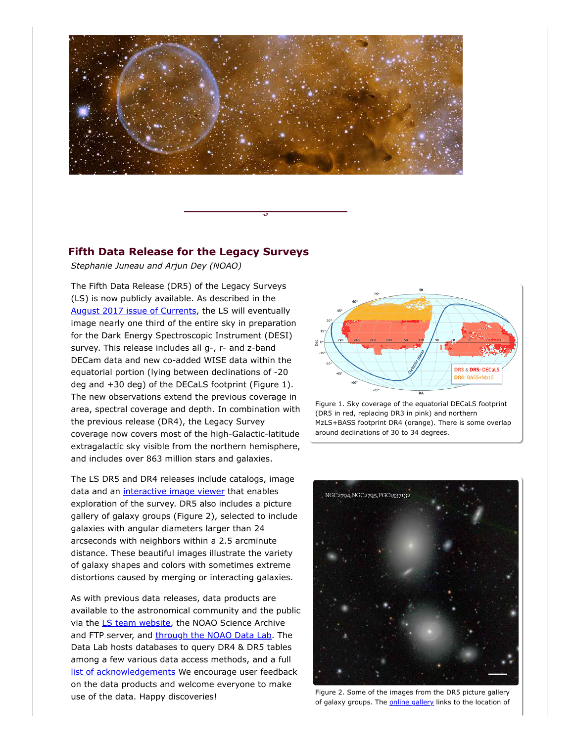## Fifth Data Release for the Legacy Surveys

*Stephanie Juneau and Arjun Dey (NOAO)*

The Fifth Data Release (DR5) of the Legacy Surveys (LS) is now publicly available. As described in the August 2017 issue of Currents, the LS will eventually image nearly one third of the entire sky in preparation for the Dark Energy Spectroscopic Instrument (DESI) survey. This release includes all g-, r- and z-band DECam data and new co-added WISE data within the equatorial portion (lying between declinations of -20 deg and +30 deg) of the DECaLS footprint (Figure 1). The new observations extend the previous coverage in area, spectral coverage and depth. In combination with the previous release (DR4), the Legacy Survey coverage now covers most of the high-Galactic-latitude extragalactic sky visible from the northern hemisphere, and includes over 863 million stars and galaxies.

Figure 1. Sky coverage of the equatorial DECaLS footprint (DR5 in red, replacing DR3 in pink) and northern MzLS+BASS footprint DR4 (orange). There is some overlap around declinations of 30 to 34 degrees.

The LS DR5 and DR4 releases include catalogs, image data and an interactive image viewer that enables exploration of the survey. DR5 also includes a picture gallery of galaxy groups (Figure 2), selected to include galaxies with angular diameters larger than 24 arcseconds with neighbors within a 2.5 arcminute distance. These beautiful images illustrate the variety of galaxy shapes and colors with sometimes extreme distortions caused by merging or interacting galaxies.

As with previous data releases, data products are available to the astronomical community and the public via the LS team website, the NOAO Science Archive and FTP server, and through the NOAO Data Lab. The Data Lab hosts databases to query DR4 & DR5 tables among a few various data access methods, and a full list of acknowledgements We encourage user feedback on the data products and welcome everyone to make use of the data. Happy discoveries!

Figure 2. Some of the images from the DR5 picture gallery of galaxy groups. The online gallery links to the location of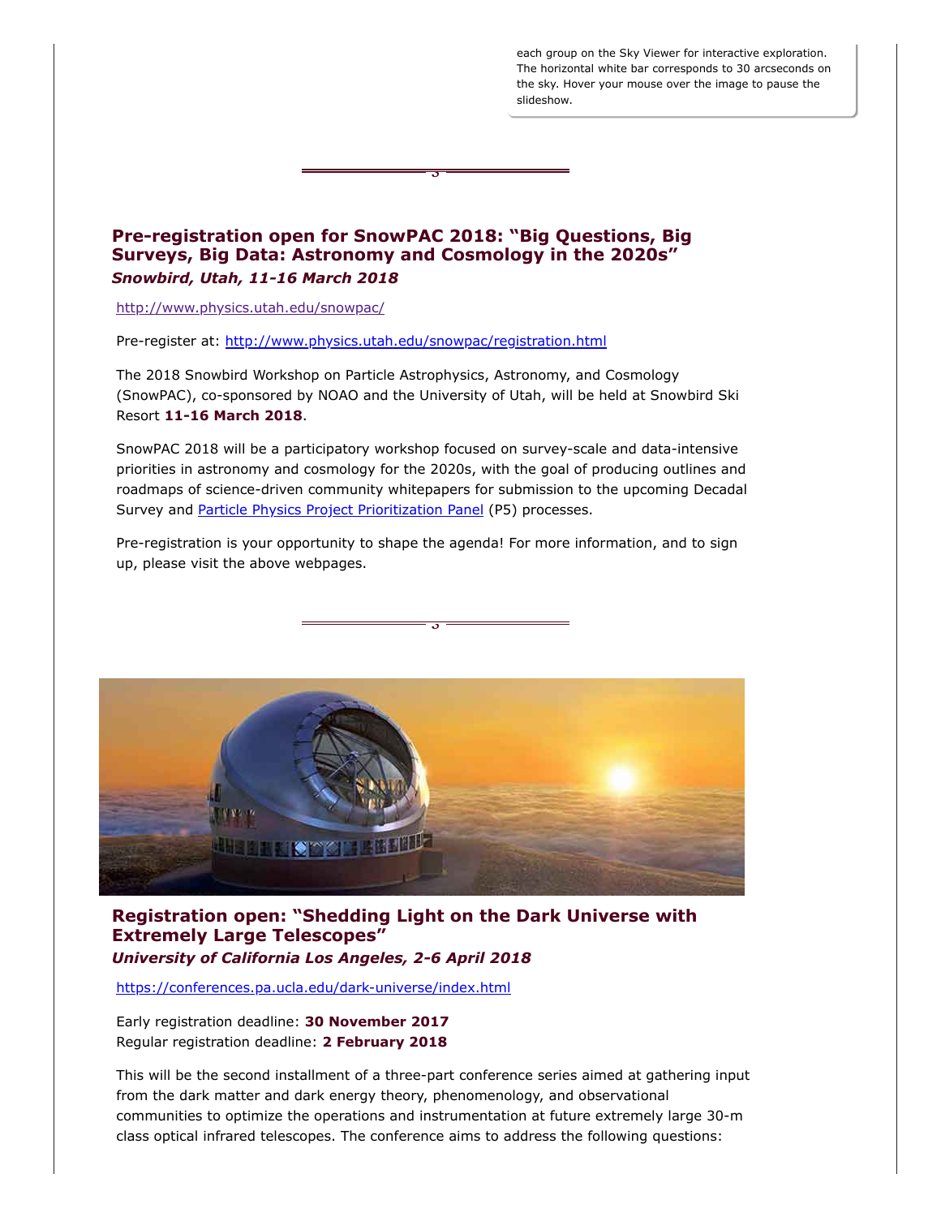each group on the Sky Viewer for interactive exploration. The horizontal white bar corresponds to 30 arcseconds on the sky. Hover your mouse over the image to pause the slideshow.

## Pre-registration open for SnowPAC 2018: "Big Questions, Big Surveys, Big Data: Astronomy and Cosmology in the 2020s"

***Snowbird, Utah, 11-16 March 2018***

http://www.physics.utah.edu/snowpac/

Pre-register at: http://www.physics.utah.edu/snowpac/registration.html

The 2018 Snowbird Workshop on Particle Astrophysics, Astronomy, and Cosmology (SnowPAC), co-sponsored by NOAO and the University of Utah, will be held at Snowbird Ski Resort **11-16 March 2018**.

SnowPAC 2018 will be a participatory workshop focused on survey-scale and data-intensive priorities in astronomy and cosmology for the 2020s, with the goal of producing outlines and roadmaps of science-driven community whitepapers for submission to the upcoming Decadal Survey and Particle Physics Project Prioritization Panel (P5) processes.

Pre-registration is your opportunity to shape the agenda! For more information, and to sign up, please visit the above webpages.

## Registration open: "Shedding Light on the Dark Universe with Extremely Large Telescopes"

***University of California Los Angeles, 2-6 April 2018***

https://conferences.pa.ucla.edu/dark-universe/index.html

Early registration deadline: **30 November 2017**
Regular registration deadline: **2 February 2018**

This will be the second installment of a three-part conference series aimed at gathering input from the dark matter and dark energy theory, phenomenology, and observational communities to optimize the operations and instrumentation at future extremely large 30-m class optical infrared telescopes. The conference aims to address the following questions: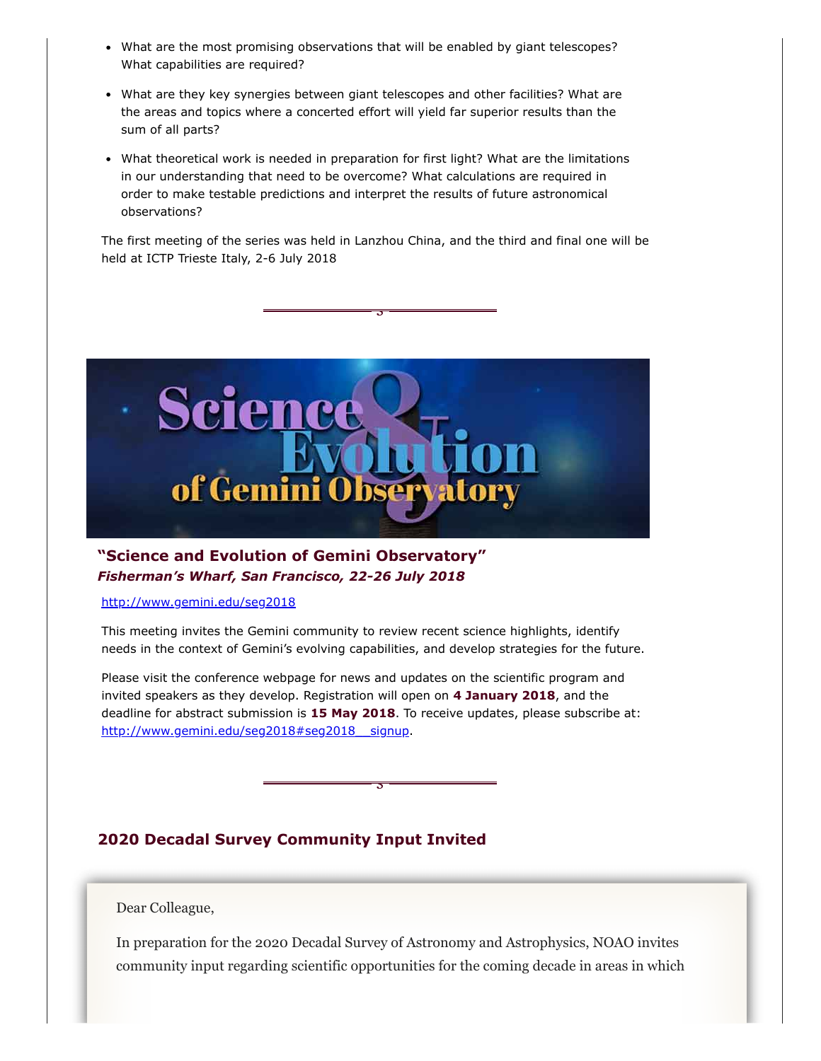- What are the most promising observations that will be enabled by giant telescopes? What capabilities are required?
- What are they key synergies between giant telescopes and other facilities? What are the areas and topics where a concerted effort will yield far superior results than the sum of all parts?
- What theoretical work is needed in preparation for first light? What are the limitations in our understanding that need to be overcome? What calculations are required in order to make testable predictions and interpret the results of future astronomical observations?

The first meeting of the series was held in Lanzhou China, and the third and final one will be held at ICTP Trieste Italy, 2-6 July 2018

---

## "Science and Evolution of Gemini Observatory"

***Fisherman's Wharf, San Francisco, 22-26 July 2018***

http://www.gemini.edu/seg2018

This meeting invites the Gemini community to review recent science highlights, identify needs in the context of Gemini's evolving capabilities, and develop strategies for the future.

Please visit the conference webpage for news and updates on the scientific program and invited speakers as they develop. Registration will open on **4 January 2018**, and the deadline for abstract submission is **15 May 2018**. To receive updates, please subscribe at: http://www.gemini.edu/seg2018#seg2018__signup.

---

## 2020 Decadal Survey Community Input Invited

Dear Colleague,

In preparation for the 2020 Decadal Survey of Astronomy and Astrophysics, NOAO invites community input regarding scientific opportunities for the coming decade in areas in which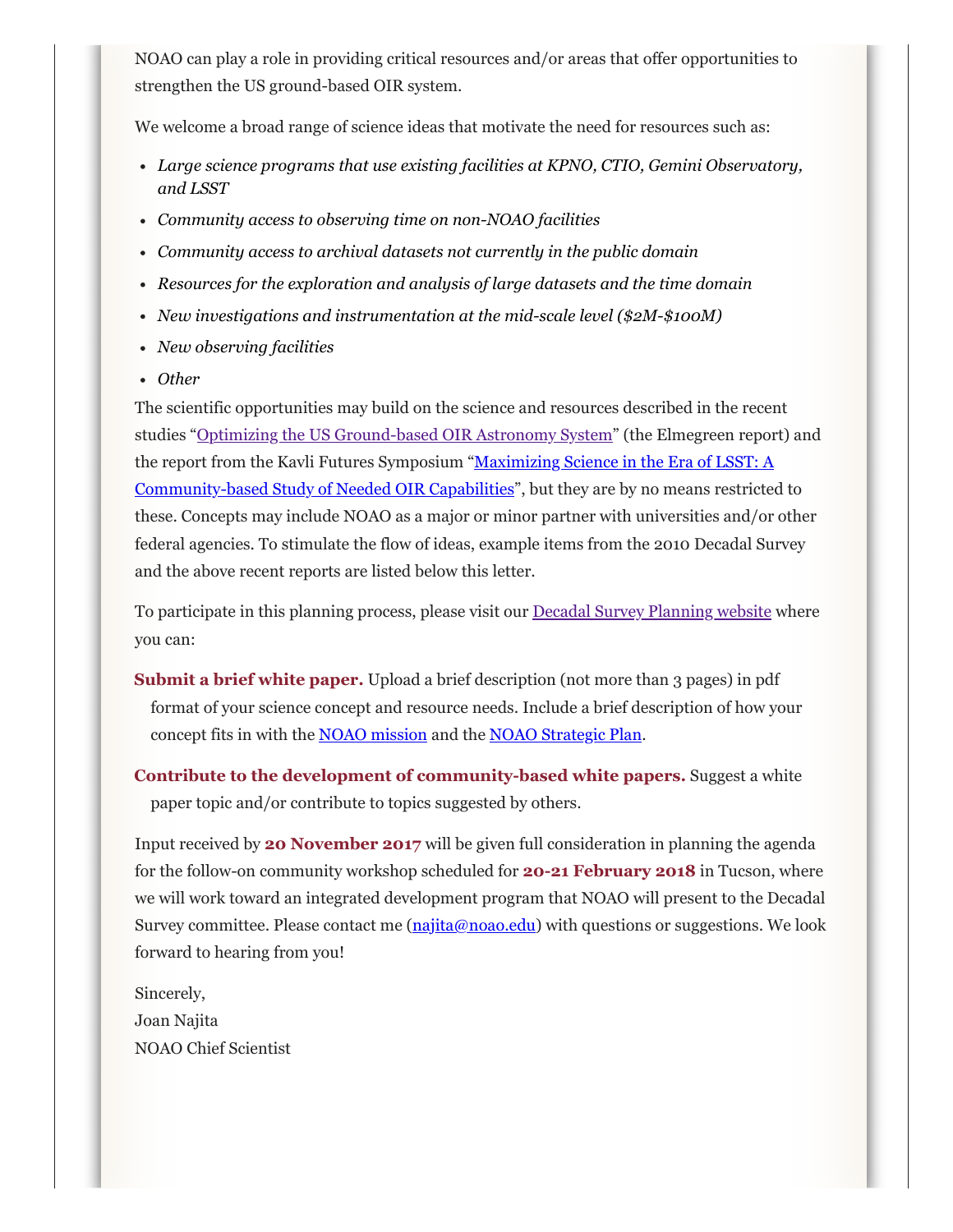NOAO can play a role in providing critical resources and/or areas that offer opportunities to strengthen the US ground-based OIR system.

We welcome a broad range of science ideas that motivate the need for resources such as:

- *Large science programs that use existing facilities at KPNO, CTIO, Gemini Observatory, and LSST*
- *Community access to observing time on non-NOAO facilities*
- *Community access to archival datasets not currently in the public domain*
- *Resources for the exploration and analysis of large datasets and the time domain*
- *New investigations and instrumentation at the mid-scale level ($2M-$100M)*
- *New observing facilities*
- *Other*

The scientific opportunities may build on the science and resources described in the recent studies "Optimizing the US Ground-based OIR Astronomy System" (the Elmegreen report) and the report from the Kavli Futures Symposium "Maximizing Science in the Era of LSST: A Community-based Study of Needed OIR Capabilities", but they are by no means restricted to these. Concepts may include NOAO as a major or minor partner with universities and/or other federal agencies. To stimulate the flow of ideas, example items from the 2010 Decadal Survey and the above recent reports are listed below this letter.

To participate in this planning process, please visit our Decadal Survey Planning website where you can:

**Submit a brief white paper.** Upload a brief description (not more than 3 pages) in pdf format of your science concept and resource needs. Include a brief description of how your concept fits in with the NOAO mission and the NOAO Strategic Plan.

**Contribute to the development of community-based white papers.** Suggest a white paper topic and/or contribute to topics suggested by others.

Input received by **20 November 2017** will be given full consideration in planning the agenda for the follow-on community workshop scheduled for **20-21 February 2018** in Tucson, where we will work toward an integrated development program that NOAO will present to the Decadal Survey committee. Please contact me (najita@noao.edu) with questions or suggestions. We look forward to hearing from you!

Sincerely,
Joan Najita
NOAO Chief Scientist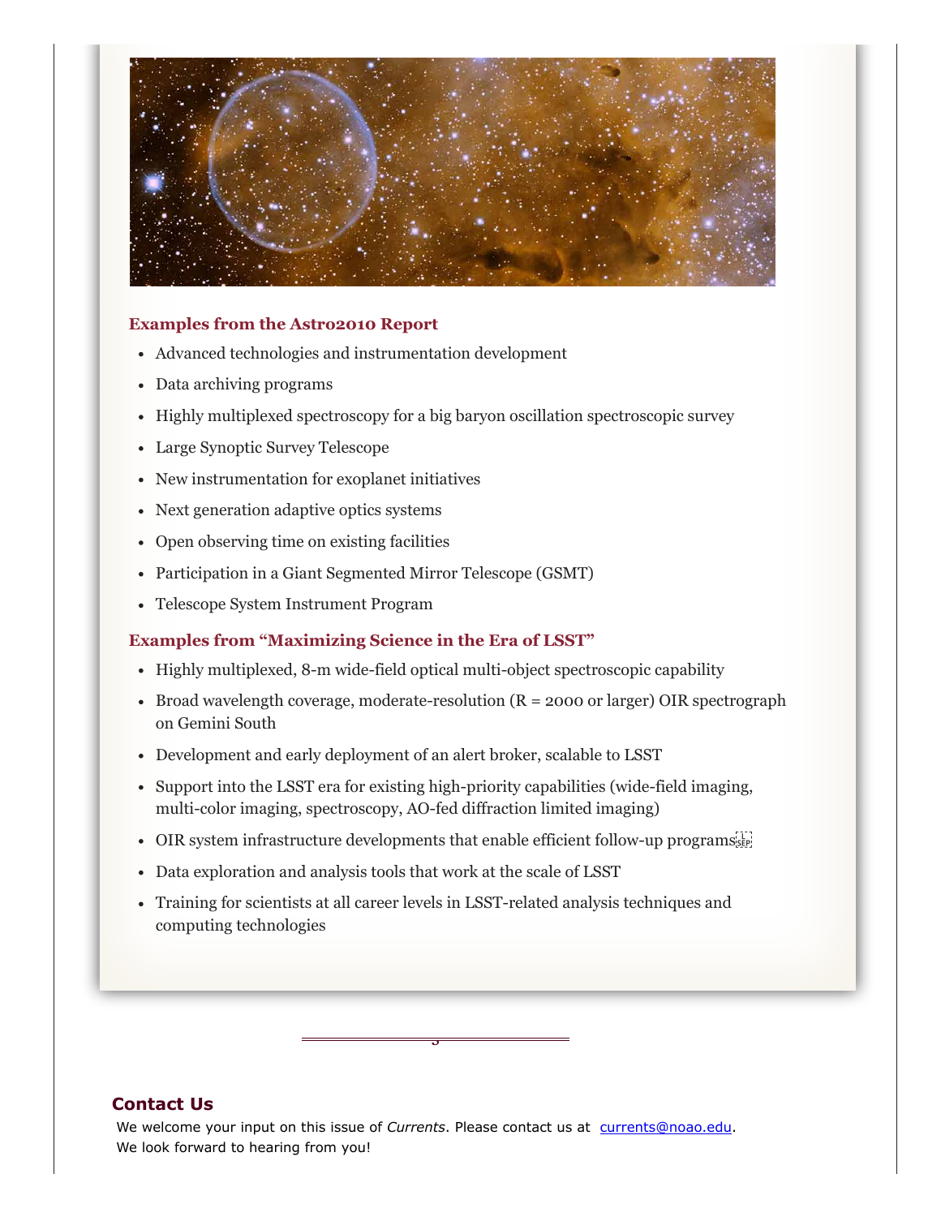### Examples from the Astro2010 Report

- Advanced technologies and instrumentation development
- Data archiving programs
- Highly multiplexed spectroscopy for a big baryon oscillation spectroscopic survey
- Large Synoptic Survey Telescope
- New instrumentation for exoplanet initiatives
- Next generation adaptive optics systems
- Open observing time on existing facilities
- Participation in a Giant Segmented Mirror Telescope (GSMT)
- Telescope System Instrument Program

### Examples from "Maximizing Science in the Era of LSST"

- Highly multiplexed, 8-m wide-field optical multi-object spectroscopic capability
- Broad wavelength coverage, moderate-resolution (R = 2000 or larger) OIR spectrograph on Gemini South
- Development and early deployment of an alert broker, scalable to LSST
- Support into the LSST era for existing high-priority capabilities (wide-field imaging, multi-color imaging, spectroscopy, AO-fed diffraction limited imaging)
- OIR system infrastructure developments that enable efficient follow-up programs
- Data exploration and analysis tools that work at the scale of LSST
- Training for scientists at all career levels in LSST-related analysis techniques and computing technologies

## Contact Us

We welcome your input on this issue of *Currents*. Please contact us at currents@noao.edu. We look forward to hearing from you!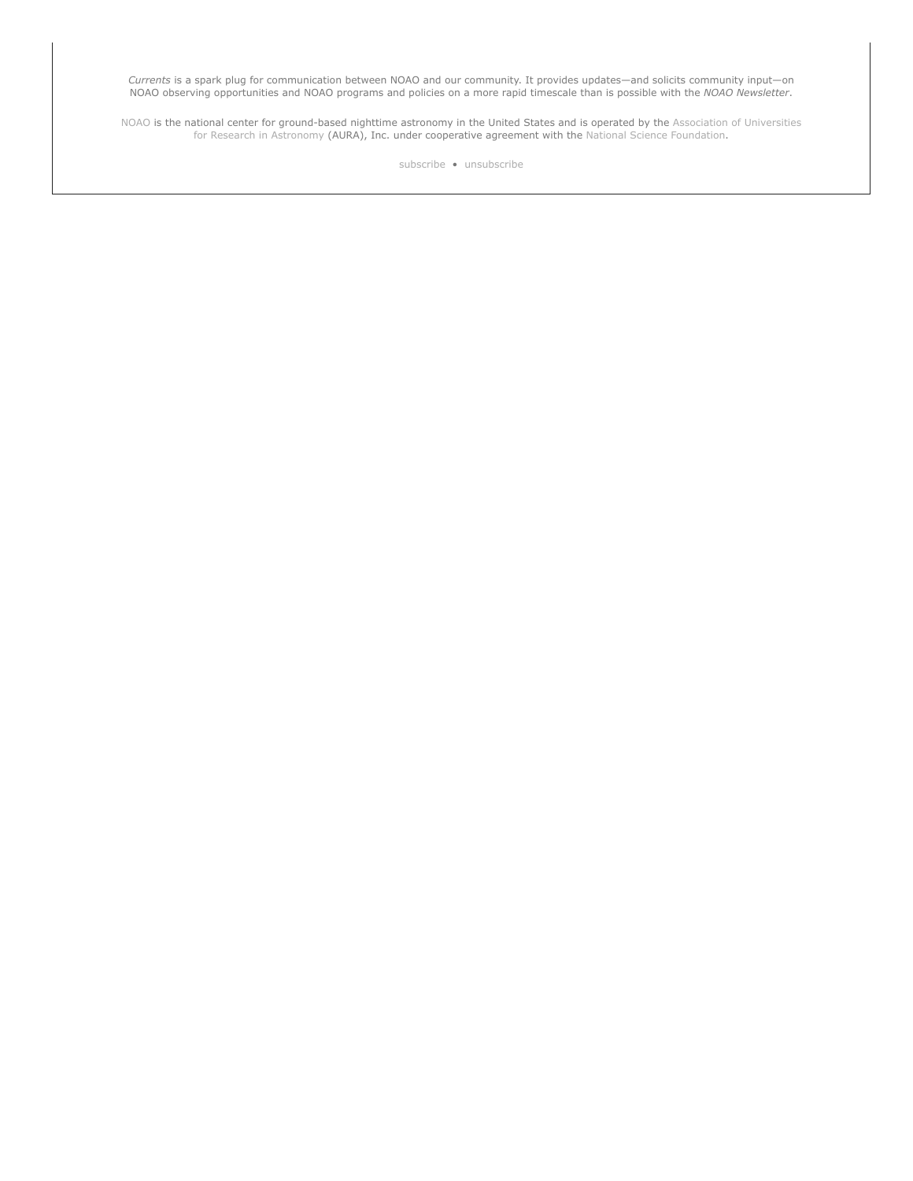*Currents* is a spark plug for communication between NOAO and our community. It provides updates—and solicits community input—on NOAO observing opportunities and NOAO programs and policies on a more rapid timescale than is possible with the *NOAO Newsletter*.

NOAO is the national center for ground-based nighttime astronomy in the United States and is operated by the Association of Universities for Research in Astronomy (AURA), Inc. under cooperative agreement with the National Science Foundation.

subscribe • unsubscribe